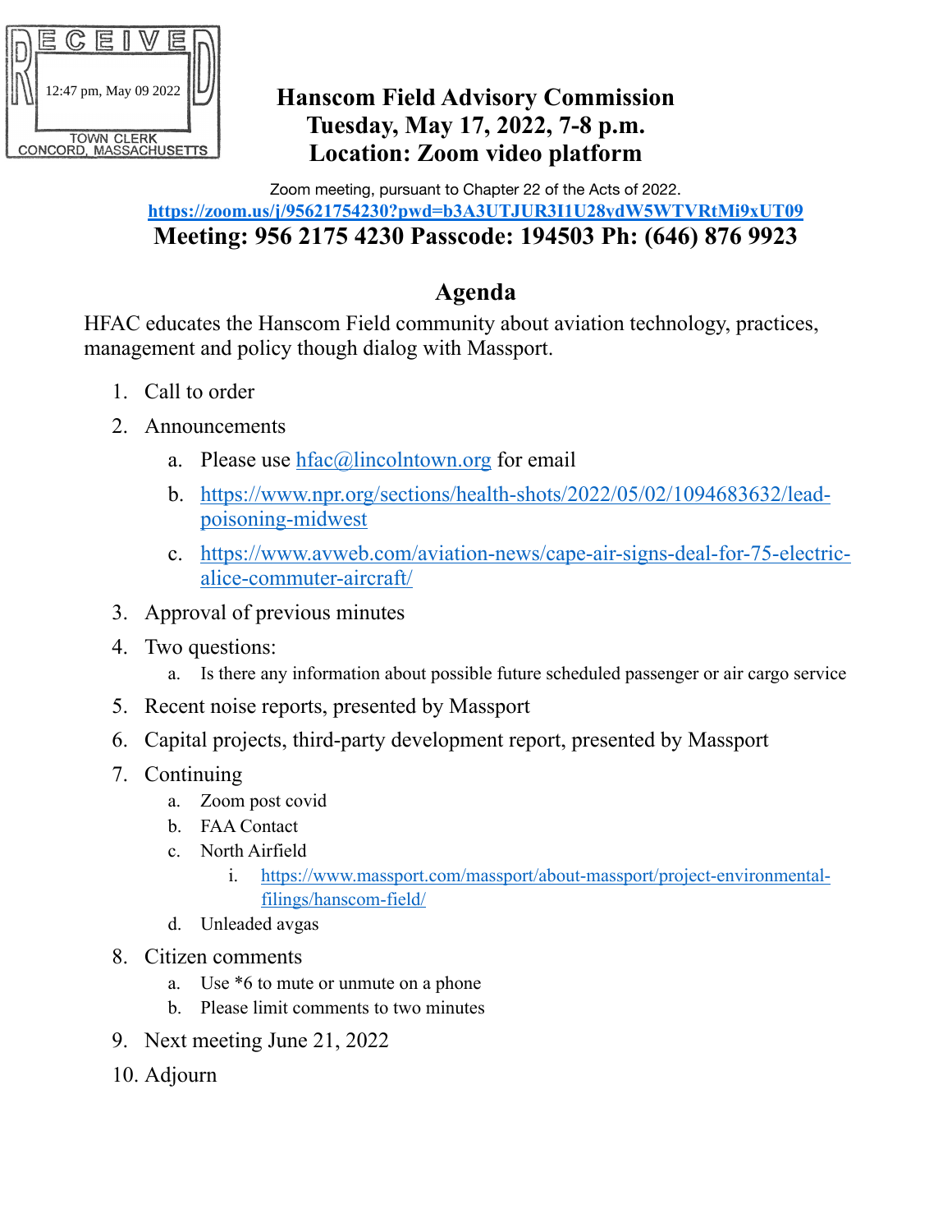RECEIVED
12:47 pm, May 09 2022
TOWN CLERK
CONCORD, MASSACHUSETTS

# Hanscom Field Advisory Commission
# Tuesday, May 17, 2022, 7-8 p.m.
# Location: Zoom video platform

Zoom meeting, pursuant to Chapter 22 of the Acts of 2022.

**https://zoom.us/j/95621754230?pwd=b3A3UTJUR3I1U28ydW5WTVRtMi9xUT09**

**Meeting: 956 2175 4230 Passcode: 194503 Ph: (646) 876 9923**

## Agenda

HFAC educates the Hanscom Field community about aviation technology, practices, management and policy though dialog with Massport.

1. Call to order
2. Announcements
   a. Please use hfac@lincolntown.org for email
   b. https://www.npr.org/sections/health-shots/2022/05/02/1094683632/lead-poisoning-midwest
   c. https://www.avweb.com/aviation-news/cape-air-signs-deal-for-75-electric-alice-commuter-aircraft/
3. Approval of previous minutes
4. Two questions:
   a. Is there any information about possible future scheduled passenger or air cargo service
5. Recent noise reports, presented by Massport
6. Capital projects, third-party development report, presented by Massport
7. Continuing
   a. Zoom post covid
   b. FAA Contact
   c. North Airfield
      i. https://www.massport.com/massport/about-massport/project-environmental-filings/hanscom-field/
   d. Unleaded avgas
8. Citizen comments
   a. Use *6 to mute or unmute on a phone
   b. Please limit comments to two minutes
9. Next meeting June 21, 2022
10. Adjourn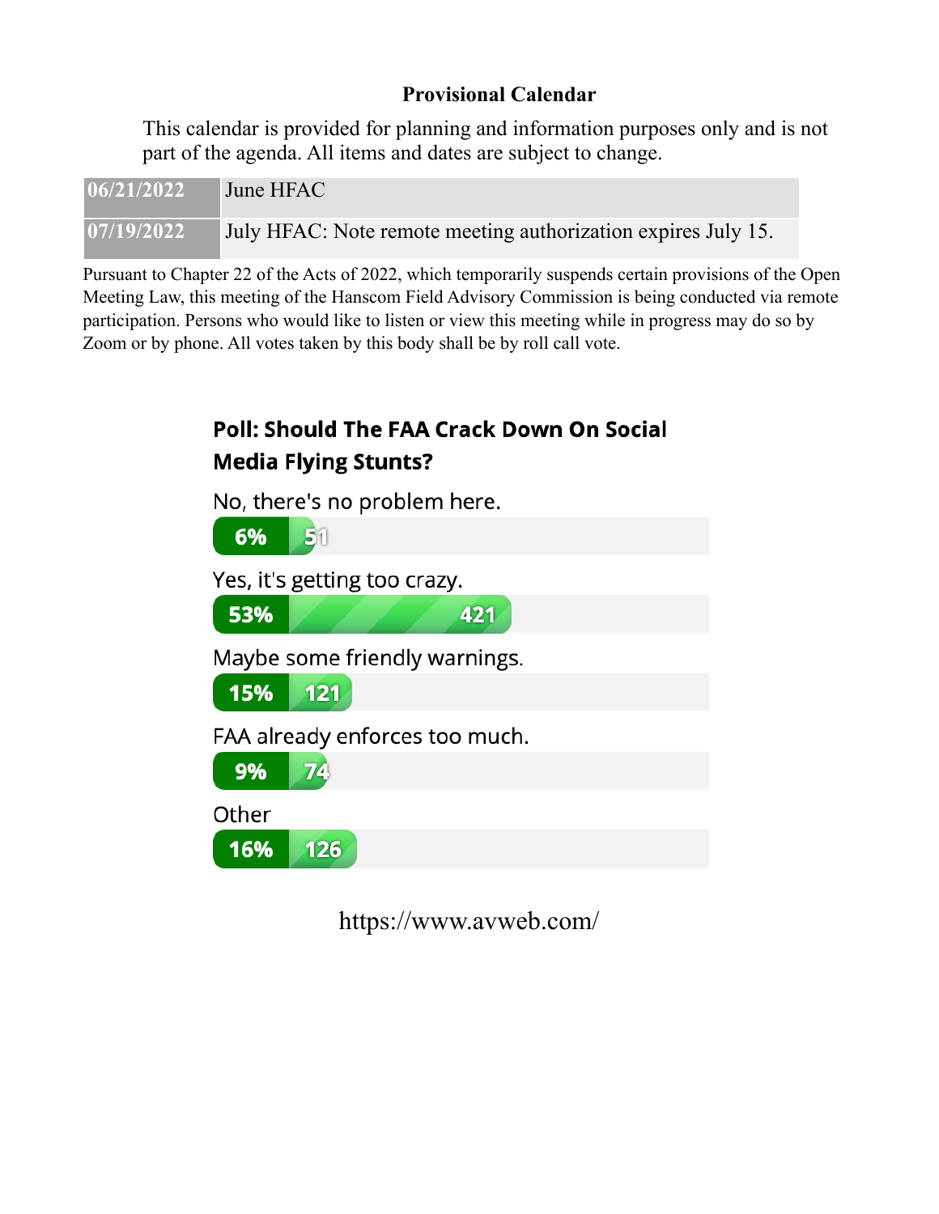**Provisional Calendar**

This calendar is provided for planning and information purposes only and is not part of the agenda. All items and dates are subject to change.

| | |
|---|---|
| 06/21/2022 | June HFAC |
| 07/19/2022 | July HFAC: Note remote meeting authorization expires July 15. |

Pursuant to Chapter 22 of the Acts of 2022, which temporarily suspends certain provisions of the Open Meeting Law, this meeting of the Hanscom Field Advisory Commission is being conducted via remote participation. Persons who would like to listen or view this meeting while in progress may do so by Zoom or by phone. All votes taken by this body shall be by roll call vote.

**Poll: Should The FAA Crack Down On Social Media Flying Stunts?**

No, there's no problem here.
6% 51

Yes, it's getting too crazy.
53% 421

Maybe some friendly warnings.
15% 121

FAA already enforces too much.
9% 74

Other
16% 126

https://www.avweb.com/